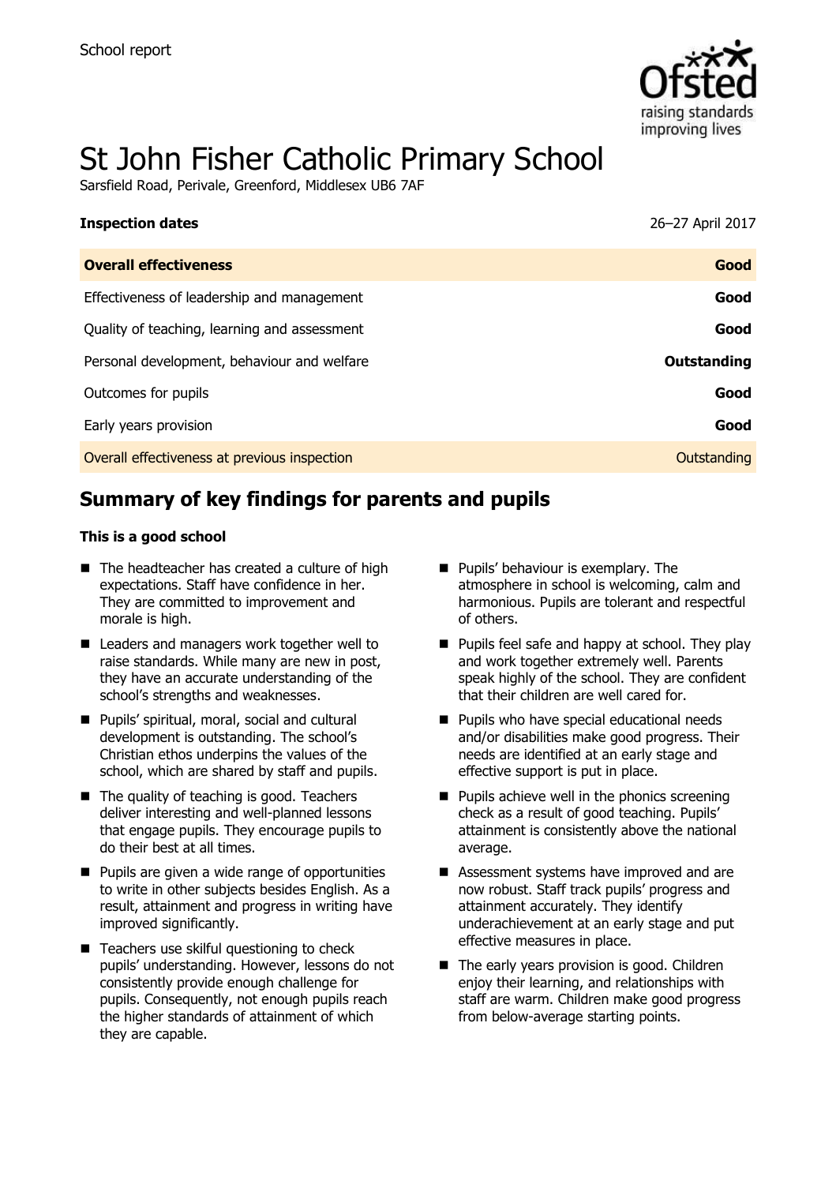School report

# St John Fisher Catholic Primary School

Sarsfield Road, Perivale, Greenford, Middlesex UB6 7AF

| **Inspection dates** | 26–27 April 2017 |
|---|---|
| **Overall effectiveness** | **Good** |
| Effectiveness of leadership and management | **Good** |
| Quality of teaching, learning and assessment | **Good** |
| Personal development, behaviour and welfare | **Outstanding** |
| Outcomes for pupils | **Good** |
| Early years provision | **Good** |
| Overall effectiveness at previous inspection | Outstanding |

## Summary of key findings for parents and pupils

**This is a good school**

- The headteacher has created a culture of high expectations. Staff have confidence in her. They are committed to improvement and morale is high.
- Leaders and managers work together well to raise standards. While many are new in post, they have an accurate understanding of the school's strengths and weaknesses.
- Pupils' spiritual, moral, social and cultural development is outstanding. The school's Christian ethos underpins the values of the school, which are shared by staff and pupils.
- The quality of teaching is good. Teachers deliver interesting and well-planned lessons that engage pupils. They encourage pupils to do their best at all times.
- Pupils are given a wide range of opportunities to write in other subjects besides English. As a result, attainment and progress in writing have improved significantly.
- Teachers use skilful questioning to check pupils' understanding. However, lessons do not consistently provide enough challenge for pupils. Consequently, not enough pupils reach the higher standards of attainment of which they are capable.
- Pupils' behaviour is exemplary. The atmosphere in school is welcoming, calm and harmonious. Pupils are tolerant and respectful of others.
- Pupils feel safe and happy at school. They play and work together extremely well. Parents speak highly of the school. They are confident that their children are well cared for.
- Pupils who have special educational needs and/or disabilities make good progress. Their needs are identified at an early stage and effective support is put in place.
- Pupils achieve well in the phonics screening check as a result of good teaching. Pupils' attainment is consistently above the national average.
- Assessment systems have improved and are now robust. Staff track pupils' progress and attainment accurately. They identify underachievement at an early stage and put effective measures in place.
- The early years provision is good. Children enjoy their learning, and relationships with staff are warm. Children make good progress from below-average starting points.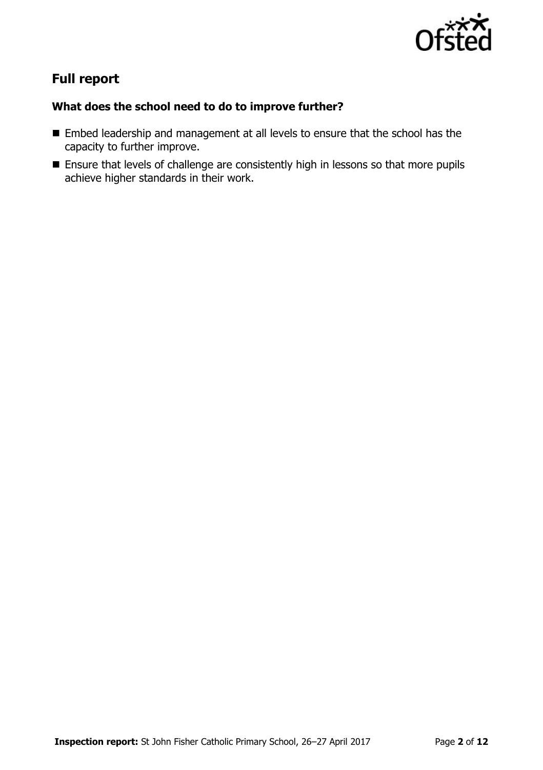## Full report

### What does the school need to do to improve further?

- Embed leadership and management at all levels to ensure that the school has the capacity to further improve.
- Ensure that levels of challenge are consistently high in lessons so that more pupils achieve higher standards in their work.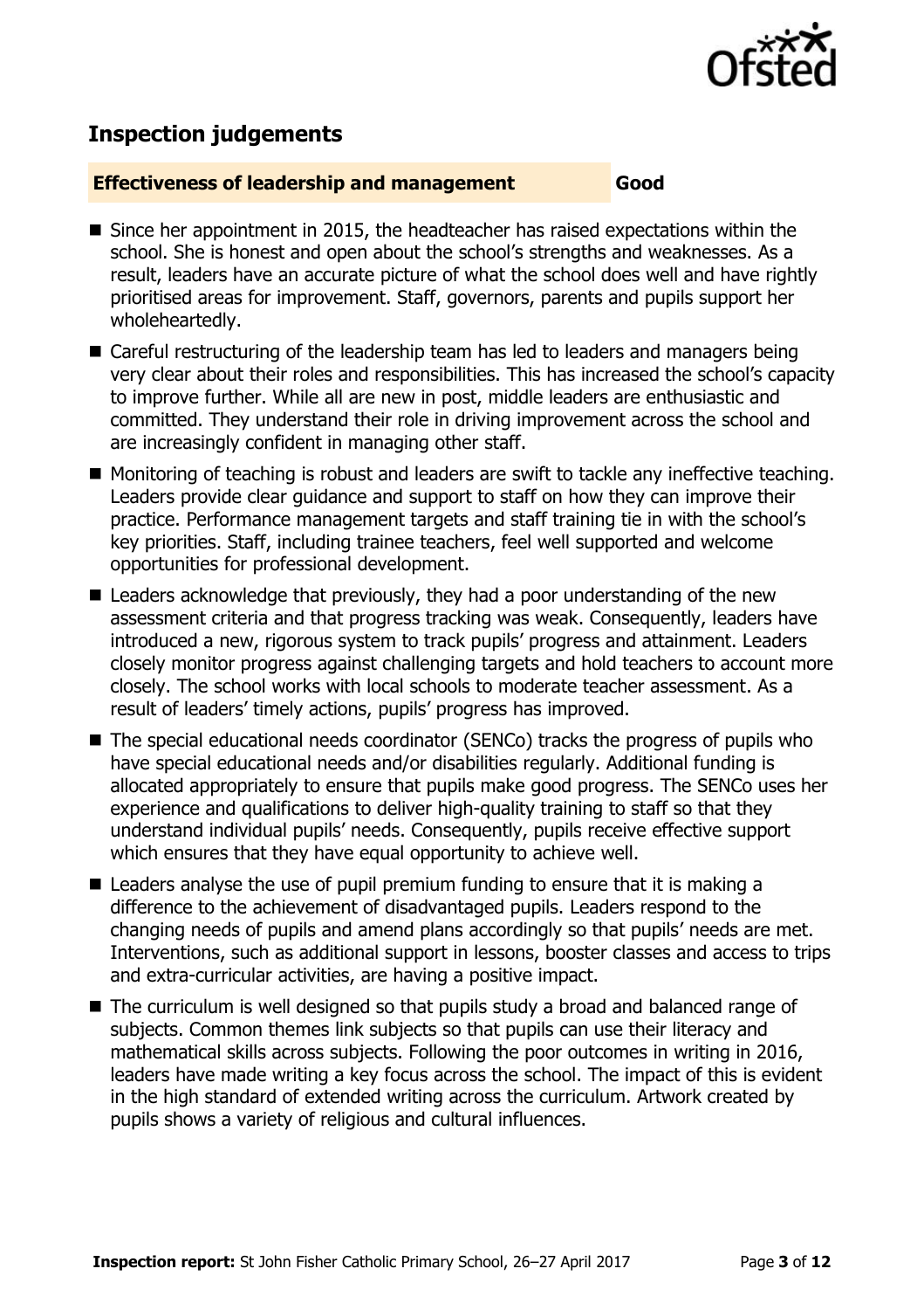## Inspection judgements

**Effectiveness of leadership and management** **Good**

- Since her appointment in 2015, the headteacher has raised expectations within the school. She is honest and open about the school's strengths and weaknesses. As a result, leaders have an accurate picture of what the school does well and have rightly prioritised areas for improvement. Staff, governors, parents and pupils support her wholeheartedly.
- Careful restructuring of the leadership team has led to leaders and managers being very clear about their roles and responsibilities. This has increased the school's capacity to improve further. While all are new in post, middle leaders are enthusiastic and committed. They understand their role in driving improvement across the school and are increasingly confident in managing other staff.
- Monitoring of teaching is robust and leaders are swift to tackle any ineffective teaching. Leaders provide clear guidance and support to staff on how they can improve their practice. Performance management targets and staff training tie in with the school's key priorities. Staff, including trainee teachers, feel well supported and welcome opportunities for professional development.
- Leaders acknowledge that previously, they had a poor understanding of the new assessment criteria and that progress tracking was weak. Consequently, leaders have introduced a new, rigorous system to track pupils' progress and attainment. Leaders closely monitor progress against challenging targets and hold teachers to account more closely. The school works with local schools to moderate teacher assessment. As a result of leaders' timely actions, pupils' progress has improved.
- The special educational needs coordinator (SENCo) tracks the progress of pupils who have special educational needs and/or disabilities regularly. Additional funding is allocated appropriately to ensure that pupils make good progress. The SENCo uses her experience and qualifications to deliver high-quality training to staff so that they understand individual pupils' needs. Consequently, pupils receive effective support which ensures that they have equal opportunity to achieve well.
- Leaders analyse the use of pupil premium funding to ensure that it is making a difference to the achievement of disadvantaged pupils. Leaders respond to the changing needs of pupils and amend plans accordingly so that pupils' needs are met. Interventions, such as additional support in lessons, booster classes and access to trips and extra-curricular activities, are having a positive impact.
- The curriculum is well designed so that pupils study a broad and balanced range of subjects. Common themes link subjects so that pupils can use their literacy and mathematical skills across subjects. Following the poor outcomes in writing in 2016, leaders have made writing a key focus across the school. The impact of this is evident in the high standard of extended writing across the curriculum. Artwork created by pupils shows a variety of religious and cultural influences.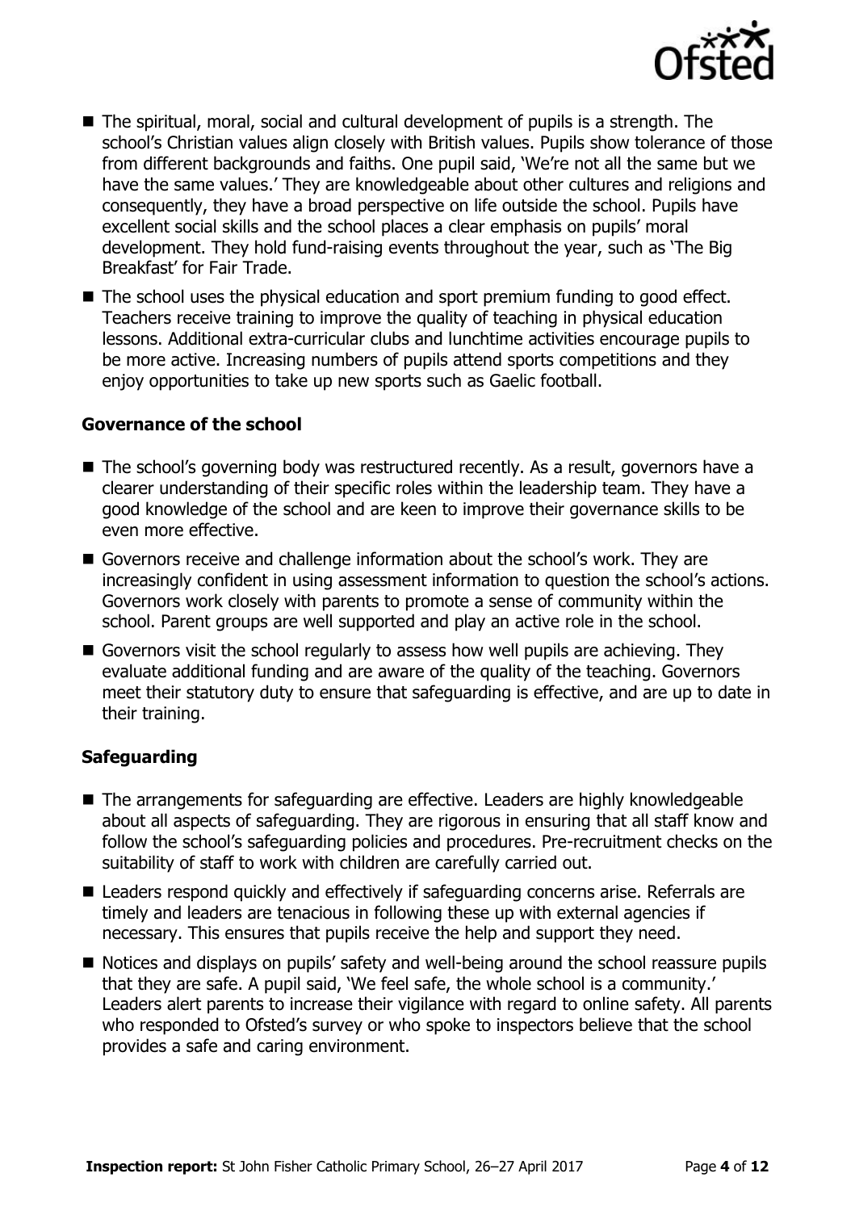- The spiritual, moral, social and cultural development of pupils is a strength. The school's Christian values align closely with British values. Pupils show tolerance of those from different backgrounds and faiths. One pupil said, 'We're not all the same but we have the same values.' They are knowledgeable about other cultures and religions and consequently, they have a broad perspective on life outside the school. Pupils have excellent social skills and the school places a clear emphasis on pupils' moral development. They hold fund-raising events throughout the year, such as 'The Big Breakfast' for Fair Trade.
- The school uses the physical education and sport premium funding to good effect. Teachers receive training to improve the quality of teaching in physical education lessons. Additional extra-curricular clubs and lunchtime activities encourage pupils to be more active. Increasing numbers of pupils attend sports competitions and they enjoy opportunities to take up new sports such as Gaelic football.

### Governance of the school

- The school's governing body was restructured recently. As a result, governors have a clearer understanding of their specific roles within the leadership team. They have a good knowledge of the school and are keen to improve their governance skills to be even more effective.
- Governors receive and challenge information about the school's work. They are increasingly confident in using assessment information to question the school's actions. Governors work closely with parents to promote a sense of community within the school. Parent groups are well supported and play an active role in the school.
- Governors visit the school regularly to assess how well pupils are achieving. They evaluate additional funding and are aware of the quality of the teaching. Governors meet their statutory duty to ensure that safeguarding is effective, and are up to date in their training.

### Safeguarding

- The arrangements for safeguarding are effective. Leaders are highly knowledgeable about all aspects of safeguarding. They are rigorous in ensuring that all staff know and follow the school's safeguarding policies and procedures. Pre-recruitment checks on the suitability of staff to work with children are carefully carried out.
- Leaders respond quickly and effectively if safeguarding concerns arise. Referrals are timely and leaders are tenacious in following these up with external agencies if necessary. This ensures that pupils receive the help and support they need.
- Notices and displays on pupils' safety and well-being around the school reassure pupils that they are safe. A pupil said, 'We feel safe, the whole school is a community.' Leaders alert parents to increase their vigilance with regard to online safety. All parents who responded to Ofsted's survey or who spoke to inspectors believe that the school provides a safe and caring environment.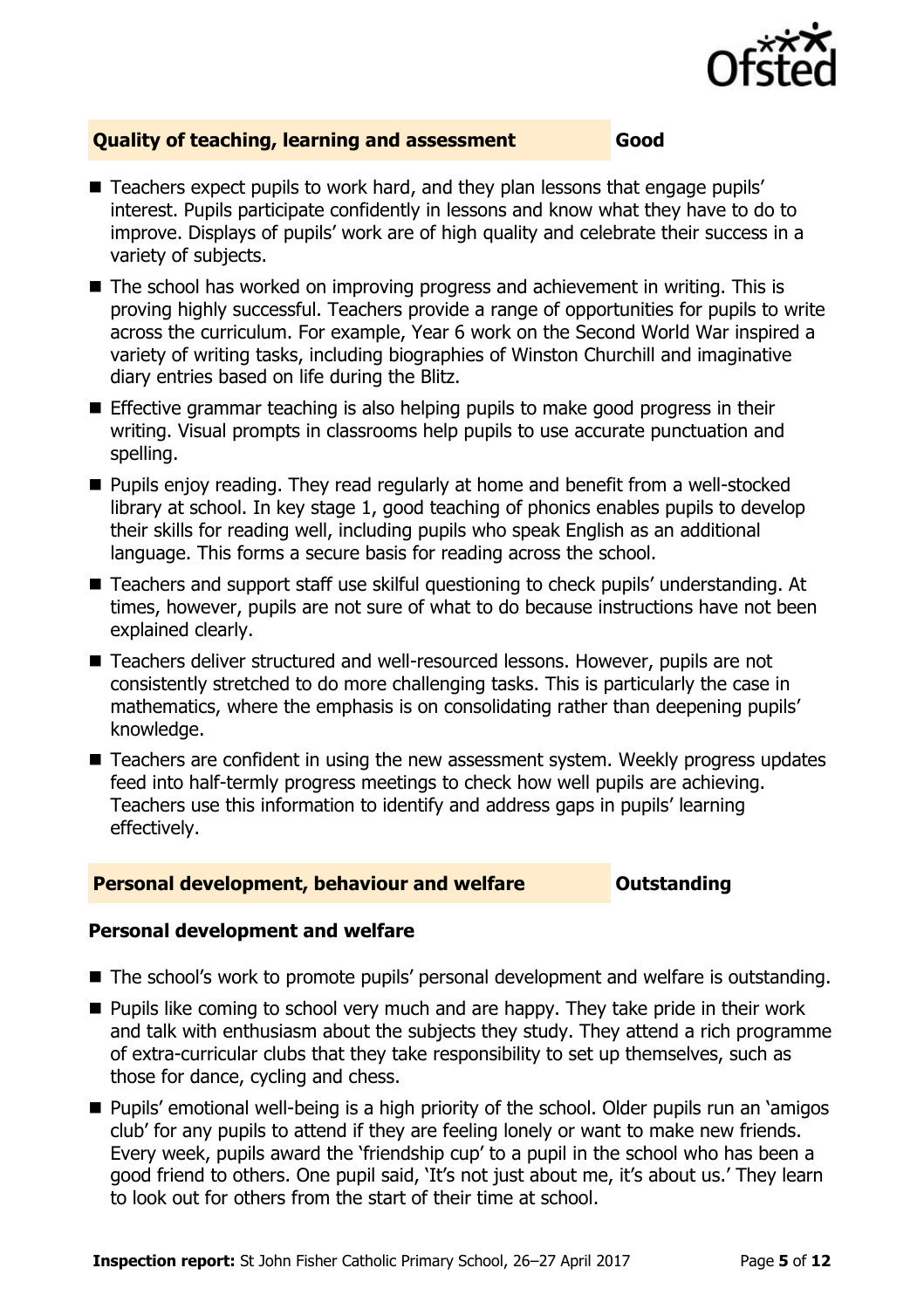## Quality of teaching, learning and assessment — Good

- Teachers expect pupils to work hard, and they plan lessons that engage pupils' interest. Pupils participate confidently in lessons and know what they have to do to improve. Displays of pupils' work are of high quality and celebrate their success in a variety of subjects.
- The school has worked on improving progress and achievement in writing. This is proving highly successful. Teachers provide a range of opportunities for pupils to write across the curriculum. For example, Year 6 work on the Second World War inspired a variety of writing tasks, including biographies of Winston Churchill and imaginative diary entries based on life during the Blitz.
- Effective grammar teaching is also helping pupils to make good progress in their writing. Visual prompts in classrooms help pupils to use accurate punctuation and spelling.
- Pupils enjoy reading. They read regularly at home and benefit from a well-stocked library at school. In key stage 1, good teaching of phonics enables pupils to develop their skills for reading well, including pupils who speak English as an additional language. This forms a secure basis for reading across the school.
- Teachers and support staff use skilful questioning to check pupils' understanding. At times, however, pupils are not sure of what to do because instructions have not been explained clearly.
- Teachers deliver structured and well-resourced lessons. However, pupils are not consistently stretched to do more challenging tasks. This is particularly the case in mathematics, where the emphasis is on consolidating rather than deepening pupils' knowledge.
- Teachers are confident in using the new assessment system. Weekly progress updates feed into half-termly progress meetings to check how well pupils are achieving. Teachers use this information to identify and address gaps in pupils' learning effectively.

## Personal development, behaviour and welfare — Outstanding

### Personal development and welfare

- The school's work to promote pupils' personal development and welfare is outstanding.
- Pupils like coming to school very much and are happy. They take pride in their work and talk with enthusiasm about the subjects they study. They attend a rich programme of extra-curricular clubs that they take responsibility to set up themselves, such as those for dance, cycling and chess.
- Pupils' emotional well-being is a high priority of the school. Older pupils run an 'amigos club' for any pupils to attend if they are feeling lonely or want to make new friends. Every week, pupils award the 'friendship cup' to a pupil in the school who has been a good friend to others. One pupil said, 'It's not just about me, it's about us.' They learn to look out for others from the start of their time at school.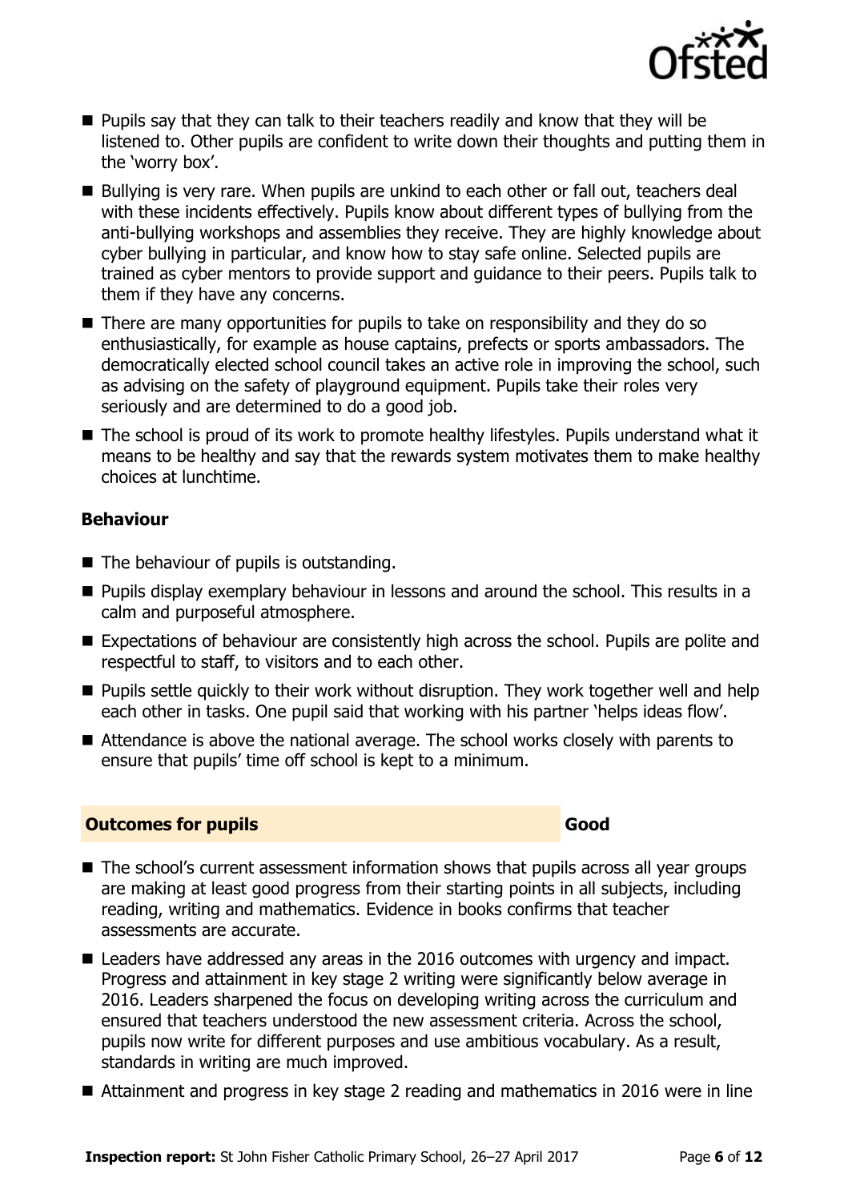- Pupils say that they can talk to their teachers readily and know that they will be listened to. Other pupils are confident to write down their thoughts and putting them in the 'worry box'.
- Bullying is very rare. When pupils are unkind to each other or fall out, teachers deal with these incidents effectively. Pupils know about different types of bullying from the anti-bullying workshops and assemblies they receive. They are highly knowledge about cyber bullying in particular, and know how to stay safe online. Selected pupils are trained as cyber mentors to provide support and guidance to their peers. Pupils talk to them if they have any concerns.
- There are many opportunities for pupils to take on responsibility and they do so enthusiastically, for example as house captains, prefects or sports ambassadors. The democratically elected school council takes an active role in improving the school, such as advising on the safety of playground equipment. Pupils take their roles very seriously and are determined to do a good job.
- The school is proud of its work to promote healthy lifestyles. Pupils understand what it means to be healthy and say that the rewards system motivates them to make healthy choices at lunchtime.

### Behaviour

- The behaviour of pupils is outstanding.
- Pupils display exemplary behaviour in lessons and around the school. This results in a calm and purposeful atmosphere.
- Expectations of behaviour are consistently high across the school. Pupils are polite and respectful to staff, to visitors and to each other.
- Pupils settle quickly to their work without disruption. They work together well and help each other in tasks. One pupil said that working with his partner 'helps ideas flow'.
- Attendance is above the national average. The school works closely with parents to ensure that pupils' time off school is kept to a minimum.

## Outcomes for pupils — Good

- The school's current assessment information shows that pupils across all year groups are making at least good progress from their starting points in all subjects, including reading, writing and mathematics. Evidence in books confirms that teacher assessments are accurate.
- Leaders have addressed any areas in the 2016 outcomes with urgency and impact. Progress and attainment in key stage 2 writing were significantly below average in 2016. Leaders sharpened the focus on developing writing across the curriculum and ensured that teachers understood the new assessment criteria. Across the school, pupils now write for different purposes and use ambitious vocabulary. As a result, standards in writing are much improved.
- Attainment and progress in key stage 2 reading and mathematics in 2016 were in line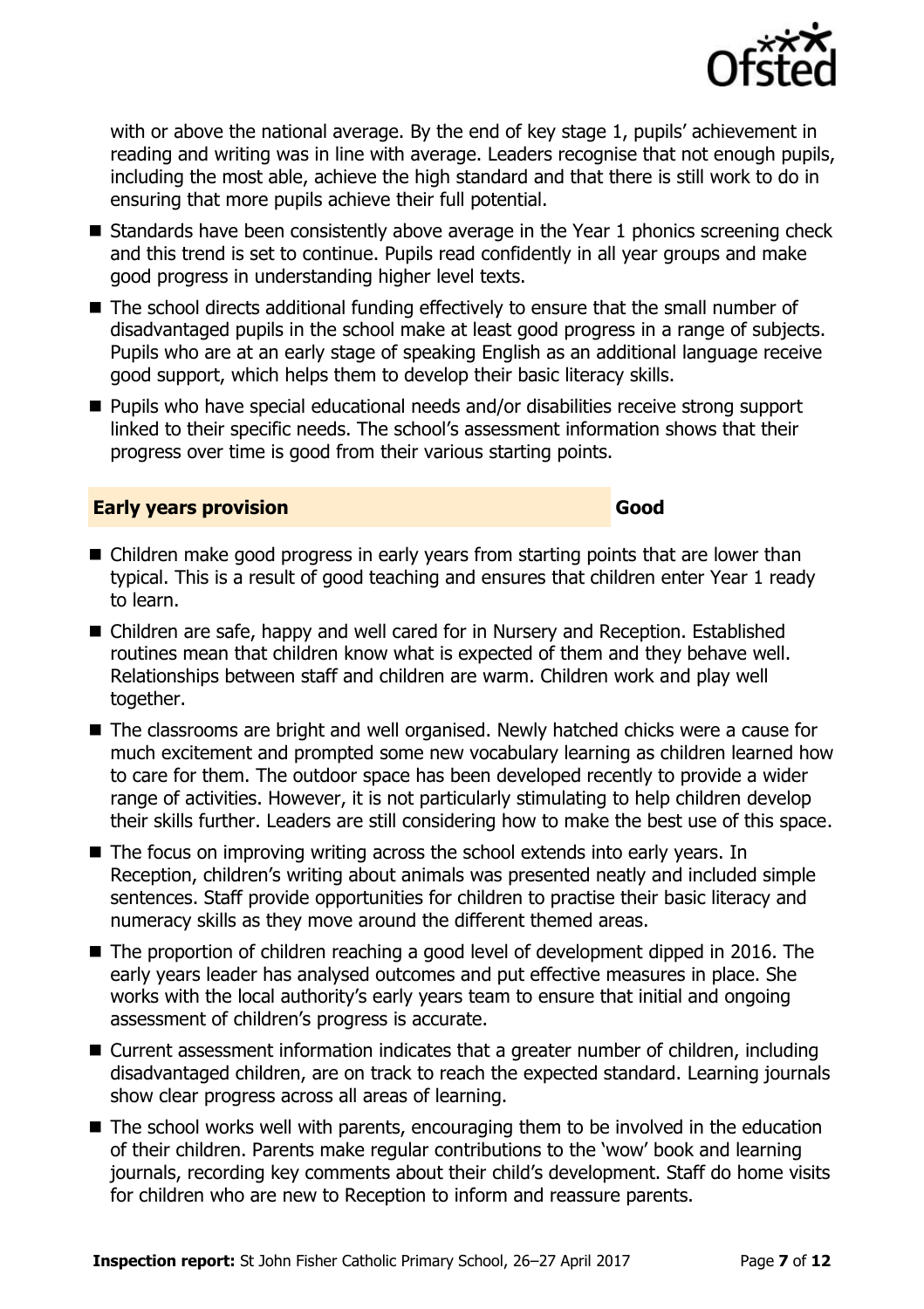with or above the national average. By the end of key stage 1, pupils' achievement in reading and writing was in line with average. Leaders recognise that not enough pupils, including the most able, achieve the high standard and that there is still work to do in ensuring that more pupils achieve their full potential.

- Standards have been consistently above average in the Year 1 phonics screening check and this trend is set to continue. Pupils read confidently in all year groups and make good progress in understanding higher level texts.
- The school directs additional funding effectively to ensure that the small number of disadvantaged pupils in the school make at least good progress in a range of subjects. Pupils who are at an early stage of speaking English as an additional language receive good support, which helps them to develop their basic literacy skills.
- Pupils who have special educational needs and/or disabilities receive strong support linked to their specific needs. The school's assessment information shows that their progress over time is good from their various starting points.

## Early years provision — Good

- Children make good progress in early years from starting points that are lower than typical. This is a result of good teaching and ensures that children enter Year 1 ready to learn.
- Children are safe, happy and well cared for in Nursery and Reception. Established routines mean that children know what is expected of them and they behave well. Relationships between staff and children are warm. Children work and play well together.
- The classrooms are bright and well organised. Newly hatched chicks were a cause for much excitement and prompted some new vocabulary learning as children learned how to care for them. The outdoor space has been developed recently to provide a wider range of activities. However, it is not particularly stimulating to help children develop their skills further. Leaders are still considering how to make the best use of this space.
- The focus on improving writing across the school extends into early years. In Reception, children's writing about animals was presented neatly and included simple sentences. Staff provide opportunities for children to practise their basic literacy and numeracy skills as they move around the different themed areas.
- The proportion of children reaching a good level of development dipped in 2016. The early years leader has analysed outcomes and put effective measures in place. She works with the local authority's early years team to ensure that initial and ongoing assessment of children's progress is accurate.
- Current assessment information indicates that a greater number of children, including disadvantaged children, are on track to reach the expected standard. Learning journals show clear progress across all areas of learning.
- The school works well with parents, encouraging them to be involved in the education of their children. Parents make regular contributions to the 'wow' book and learning journals, recording key comments about their child's development. Staff do home visits for children who are new to Reception to inform and reassure parents.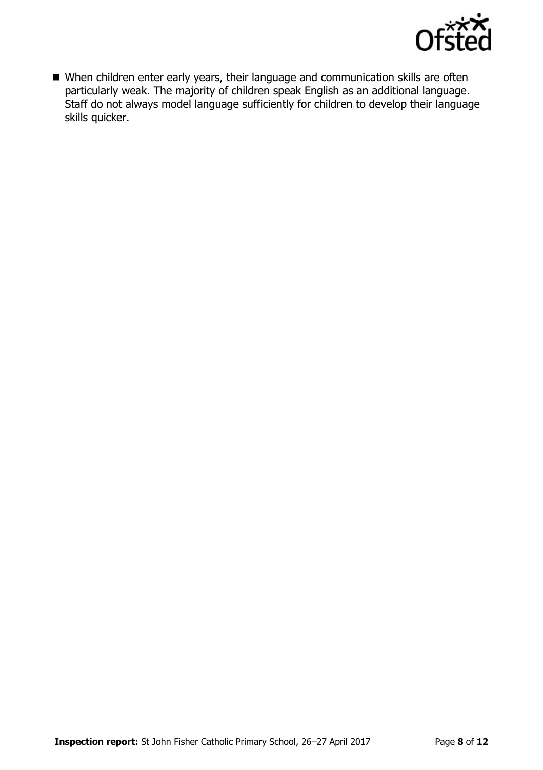- When children enter early years, their language and communication skills are often particularly weak. The majority of children speak English as an additional language. Staff do not always model language sufficiently for children to develop their language skills quicker.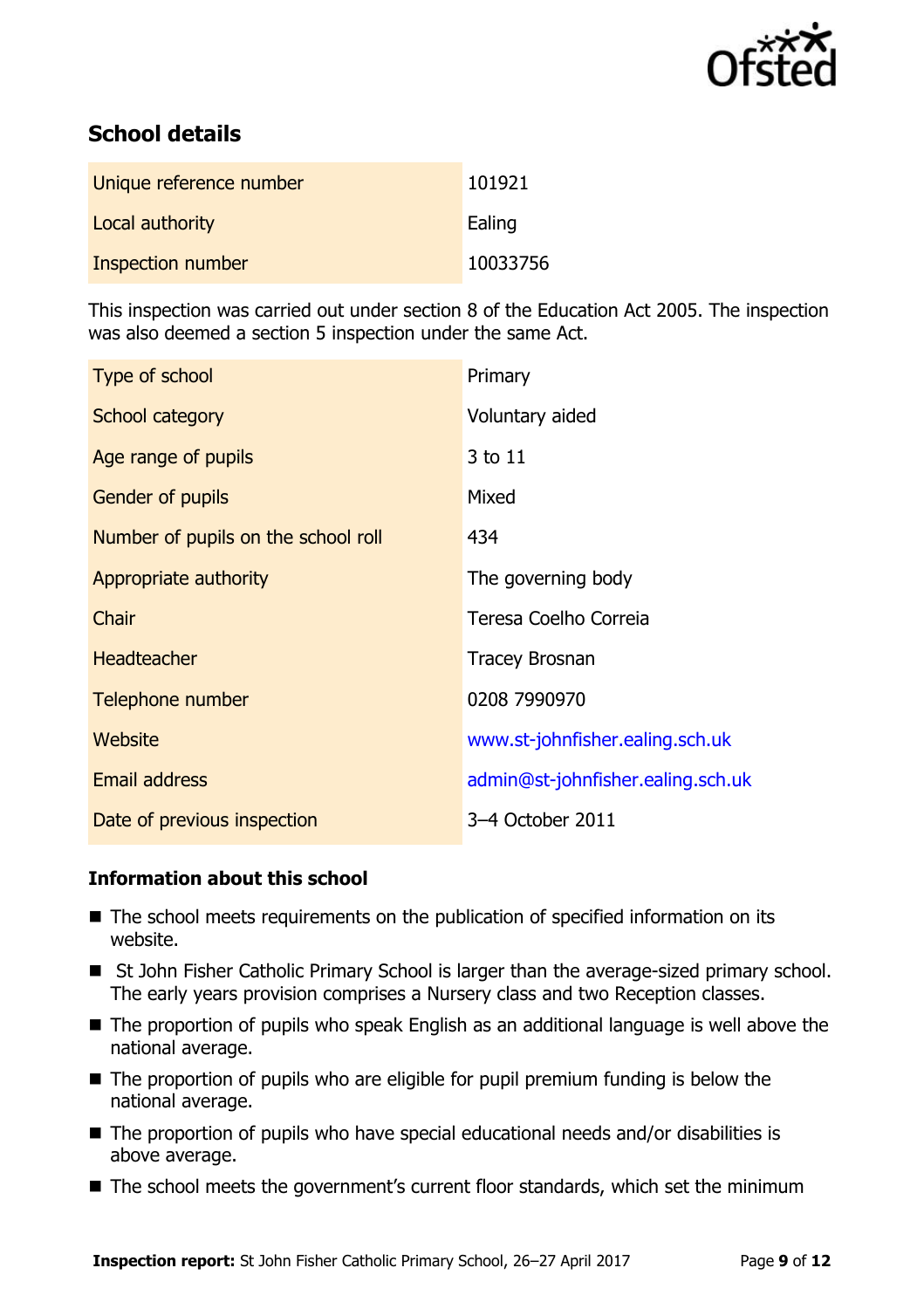## School details

| | |
|---|---|
| Unique reference number | 101921 |
| Local authority | Ealing |
| Inspection number | 10033756 |

This inspection was carried out under section 8 of the Education Act 2005. The inspection was also deemed a section 5 inspection under the same Act.

| | |
|---|---|
| Type of school | Primary |
| School category | Voluntary aided |
| Age range of pupils | 3 to 11 |
| Gender of pupils | Mixed |
| Number of pupils on the school roll | 434 |
| Appropriate authority | The governing body |
| Chair | Teresa Coelho Correia |
| Headteacher | Tracey Brosnan |
| Telephone number | 0208 7990970 |
| Website | www.st-johnfisher.ealing.sch.uk |
| Email address | admin@st-johnfisher.ealing.sch.uk |
| Date of previous inspection | 3–4 October 2011 |

### Information about this school

- The school meets requirements on the publication of specified information on its website.
- St John Fisher Catholic Primary School is larger than the average-sized primary school. The early years provision comprises a Nursery class and two Reception classes.
- The proportion of pupils who speak English as an additional language is well above the national average.
- The proportion of pupils who are eligible for pupil premium funding is below the national average.
- The proportion of pupils who have special educational needs and/or disabilities is above average.
- The school meets the government's current floor standards, which set the minimum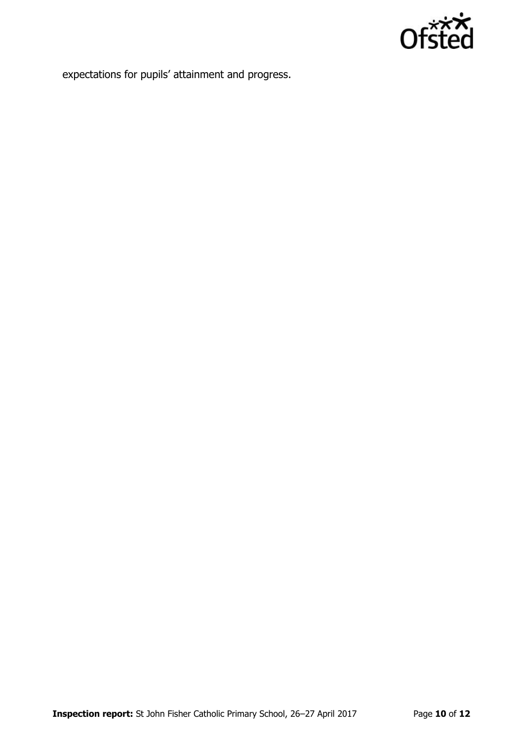expectations for pupils' attainment and progress.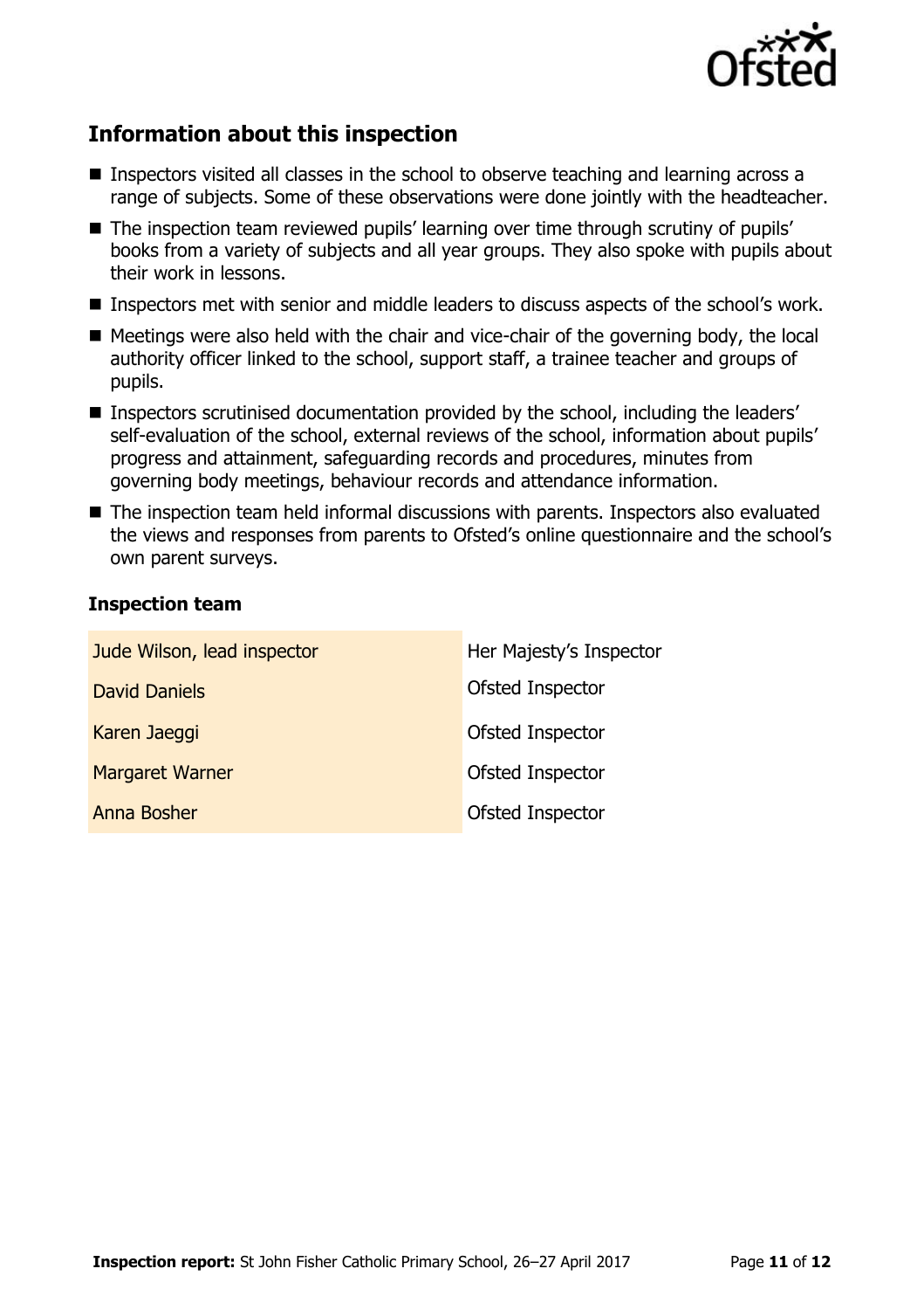## Information about this inspection

- Inspectors visited all classes in the school to observe teaching and learning across a range of subjects. Some of these observations were done jointly with the headteacher.
- The inspection team reviewed pupils' learning over time through scrutiny of pupils' books from a variety of subjects and all year groups. They also spoke with pupils about their work in lessons.
- Inspectors met with senior and middle leaders to discuss aspects of the school's work.
- Meetings were also held with the chair and vice-chair of the governing body, the local authority officer linked to the school, support staff, a trainee teacher and groups of pupils.
- Inspectors scrutinised documentation provided by the school, including the leaders' self-evaluation of the school, external reviews of the school, information about pupils' progress and attainment, safeguarding records and procedures, minutes from governing body meetings, behaviour records and attendance information.
- The inspection team held informal discussions with parents. Inspectors also evaluated the views and responses from parents to Ofsted's online questionnaire and the school's own parent surveys.

### Inspection team

| | |
|---|---|
| Jude Wilson, lead inspector | Her Majesty's Inspector |
| David Daniels | Ofsted Inspector |
| Karen Jaeggi | Ofsted Inspector |
| Margaret Warner | Ofsted Inspector |
| Anna Bosher | Ofsted Inspector |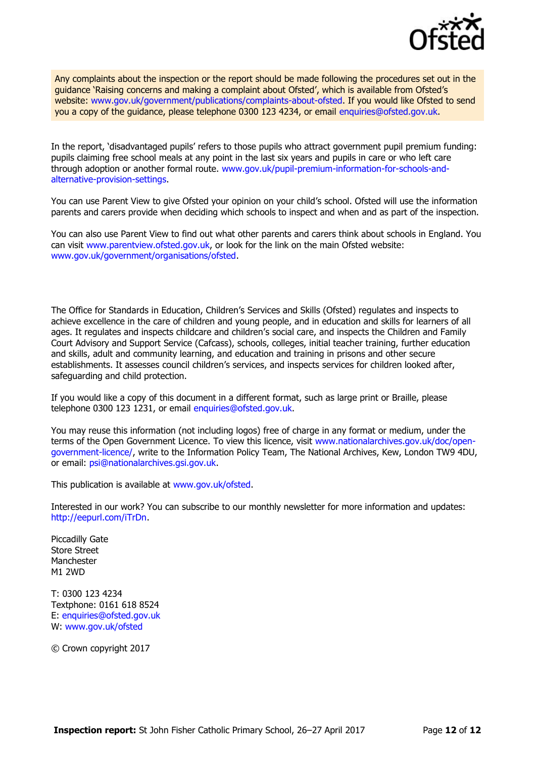Any complaints about the inspection or the report should be made following the procedures set out in the guidance 'Raising concerns and making a complaint about Ofsted', which is available from Ofsted's website: www.gov.uk/government/publications/complaints-about-ofsted. If you would like Ofsted to send you a copy of the guidance, please telephone 0300 123 4234, or email enquiries@ofsted.gov.uk.

In the report, 'disadvantaged pupils' refers to those pupils who attract government pupil premium funding: pupils claiming free school meals at any point in the last six years and pupils in care or who left care through adoption or another formal route. www.gov.uk/pupil-premium-information-for-schools-and-alternative-provision-settings.

You can use Parent View to give Ofsted your opinion on your child's school. Ofsted will use the information parents and carers provide when deciding which schools to inspect and when and as part of the inspection.

You can also use Parent View to find out what other parents and carers think about schools in England. You can visit www.parentview.ofsted.gov.uk, or look for the link on the main Ofsted website: www.gov.uk/government/organisations/ofsted.

The Office for Standards in Education, Children's Services and Skills (Ofsted) regulates and inspects to achieve excellence in the care of children and young people, and in education and skills for learners of all ages. It regulates and inspects childcare and children's social care, and inspects the Children and Family Court Advisory and Support Service (Cafcass), schools, colleges, initial teacher training, further education and skills, adult and community learning, and education and training in prisons and other secure establishments. It assesses council children's services, and inspects services for children looked after, safeguarding and child protection.

If you would like a copy of this document in a different format, such as large print or Braille, please telephone 0300 123 1231, or email enquiries@ofsted.gov.uk.

You may reuse this information (not including logos) free of charge in any format or medium, under the terms of the Open Government Licence. To view this licence, visit www.nationalarchives.gov.uk/doc/open-government-licence/, write to the Information Policy Team, The National Archives, Kew, London TW9 4DU, or email: psi@nationalarchives.gsi.gov.uk.

This publication is available at www.gov.uk/ofsted.

Interested in our work? You can subscribe to our monthly newsletter for more information and updates: http://eepurl.com/iTrDn.

Piccadilly Gate
Store Street
Manchester
M1 2WD

T: 0300 123 4234
Textphone: 0161 618 8524
E: enquiries@ofsted.gov.uk
W: www.gov.uk/ofsted

© Crown copyright 2017